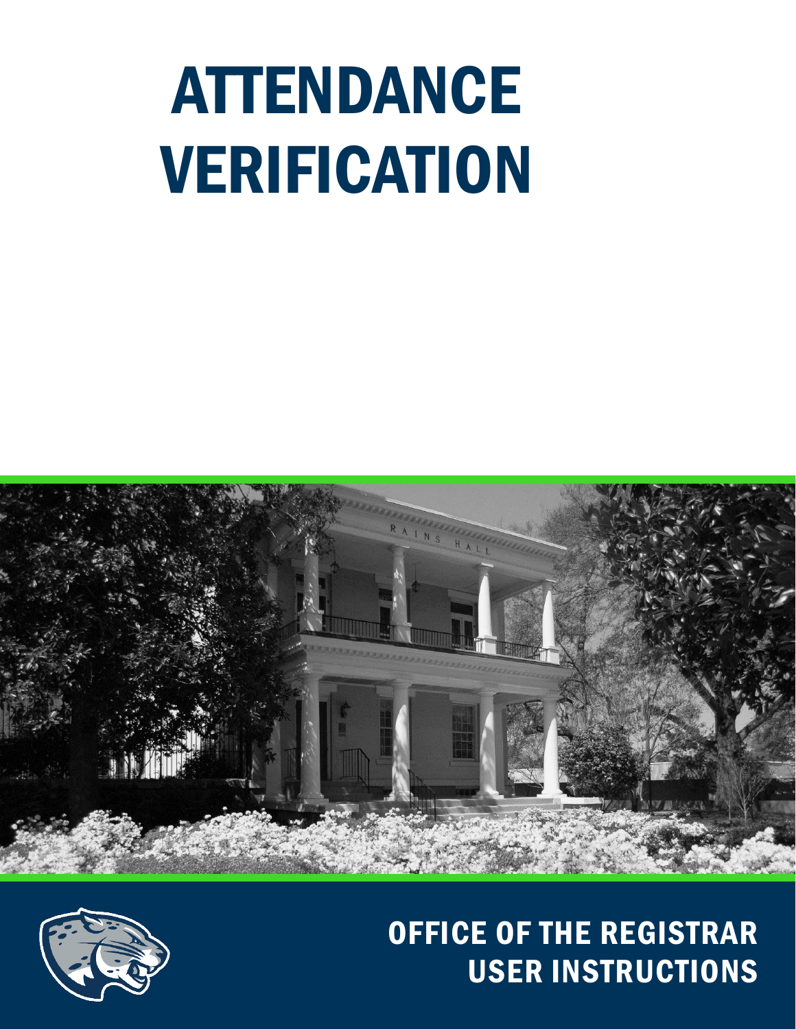# ATTENDANCE VERIFICATION

## OFFICE OF THE REGISTRAR USER INSTRUCTIONS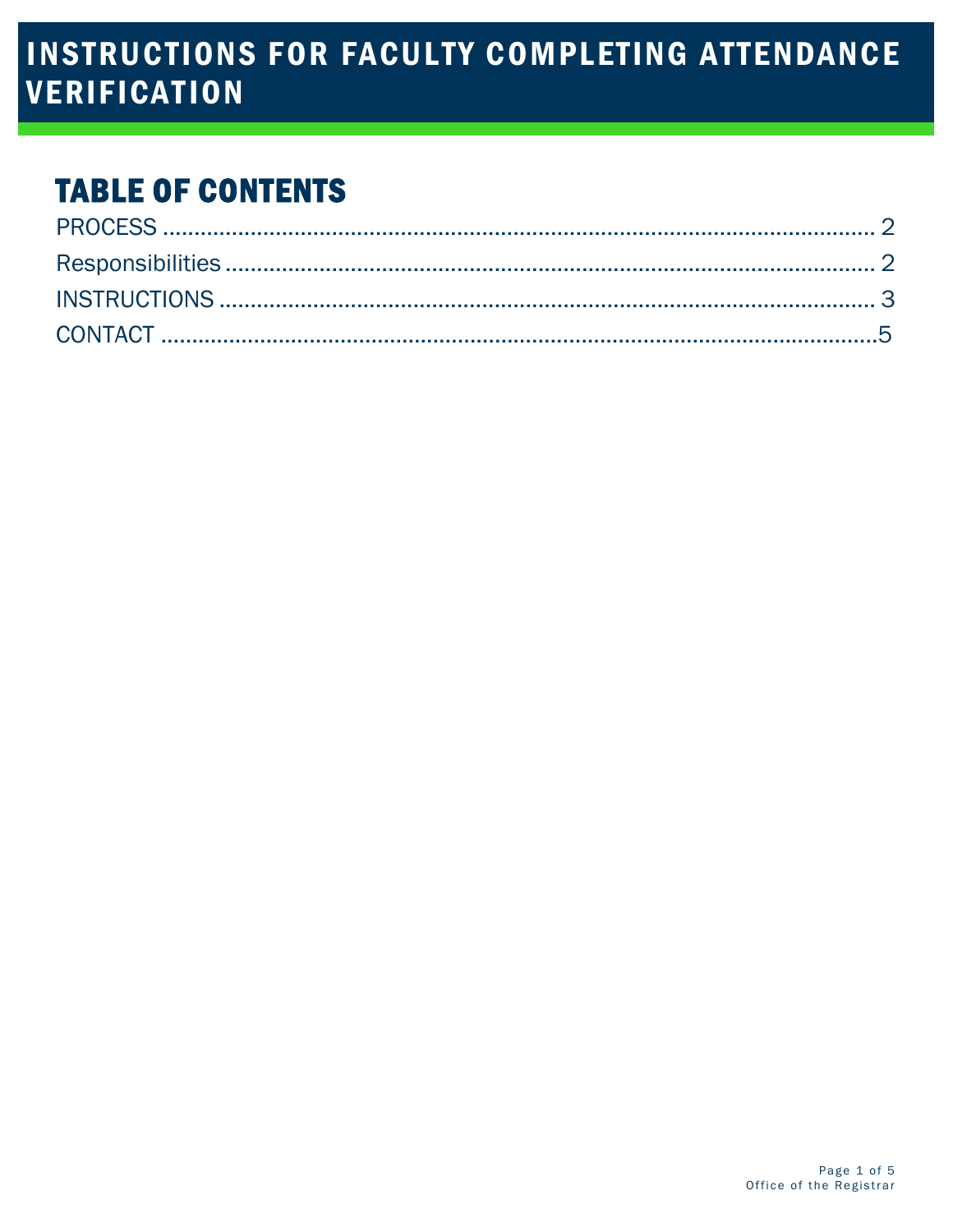# INSTRUCTIONS FOR FACULTY COMPLETING ATTENDANCE VERIFICATION

## TABLE OF CONTENTS

PROCESS ........................................................................................................ 2

Responsibilities ................................................................................................ 2

INSTRUCTIONS ............................................................................................... 3

CONTACT ......................................................................................................... 5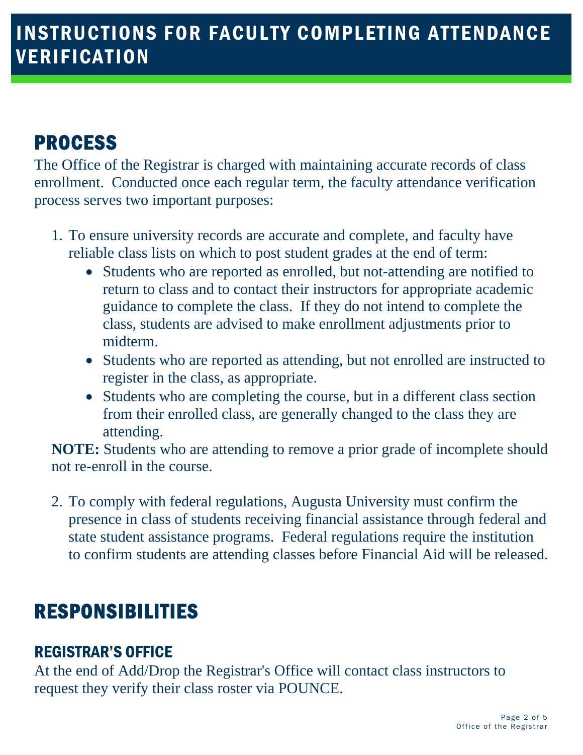# INSTRUCTIONS FOR FACULTY COMPLETING ATTENDANCE VERIFICATION

## PROCESS

The Office of the Registrar is charged with maintaining accurate records of class enrollment. Conducted once each regular term, the faculty attendance verification process serves two important purposes:

1. To ensure university records are accurate and complete, and faculty have reliable class lists on which to post student grades at the end of term:
    - Students who are reported as enrolled, but not-attending are notified to return to class and to contact their instructors for appropriate academic guidance to complete the class. If they do not intend to complete the class, students are advised to make enrollment adjustments prior to midterm.
    - Students who are reported as attending, but not enrolled are instructed to register in the class, as appropriate.
    - Students who are completing the course, but in a different class section from their enrolled class, are generally changed to the class they are attending.

   **NOTE:** Students who are attending to remove a prior grade of incomplete should not re-enroll in the course.

2. To comply with federal regulations, Augusta University must confirm the presence in class of students receiving financial assistance through federal and state student assistance programs. Federal regulations require the institution to confirm students are attending classes before Financial Aid will be released.

## RESPONSIBILITIES

### REGISTRAR'S OFFICE

At the end of Add/Drop the Registrar's Office will contact class instructors to request they verify their class roster via POUNCE.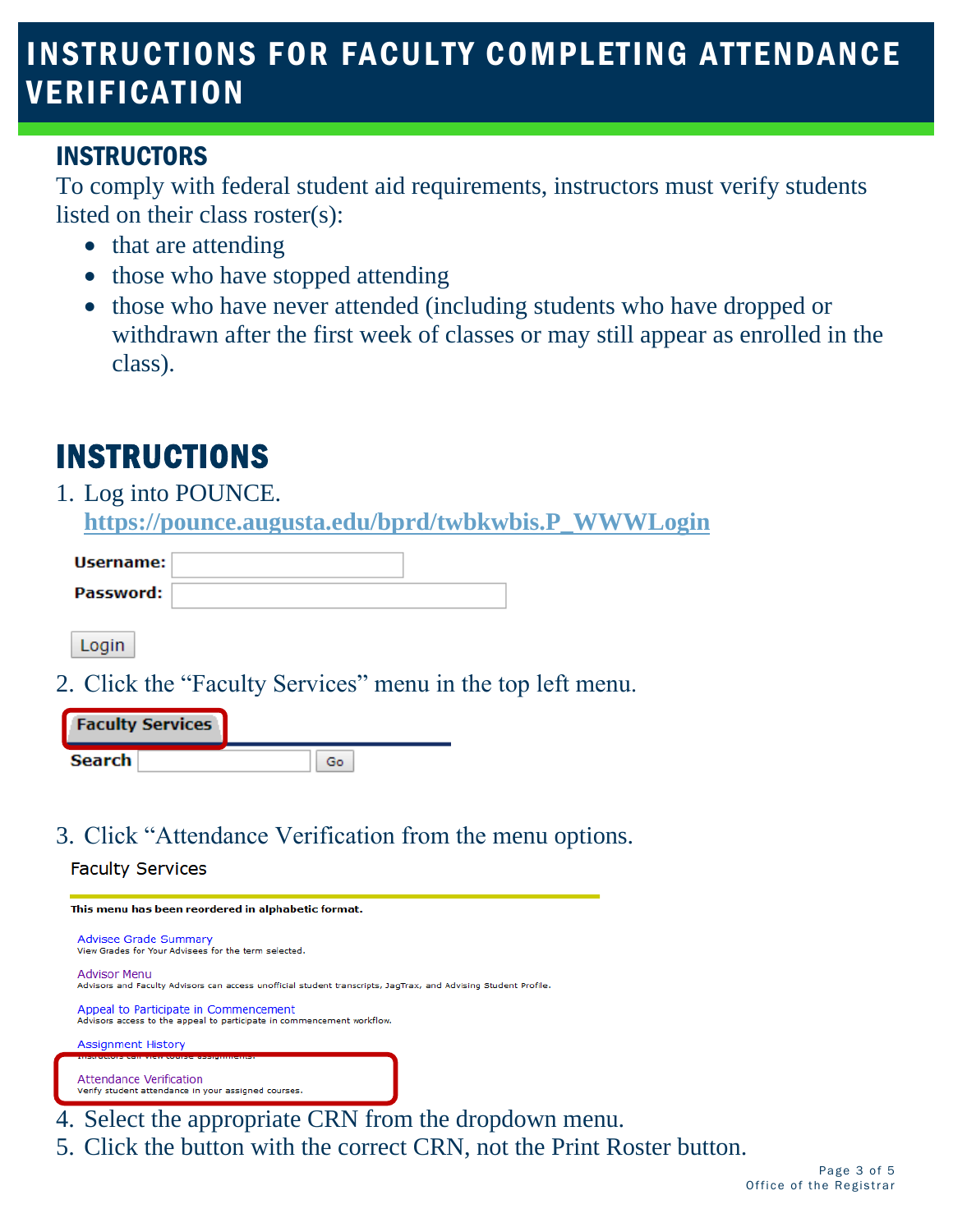# INSTRUCTIONS FOR FACULTY COMPLETING ATTENDANCE VERIFICATION

## INSTRUCTORS

To comply with federal student aid requirements, instructors must verify students listed on their class roster(s):

- that are attending
- those who have stopped attending
- those who have never attended (including students who have dropped or withdrawn after the first week of classes or may still appear as enrolled in the class).

## INSTRUCTIONS

1. Log into POUNCE. https://pounce.augusta.edu/bprd/twbkwbis.P_WWWLogin

   **Username:**
   **Password:**
   Login

2. Click the "Faculty Services" menu in the top left menu.

   **Faculty Services**
   **Search** Go

3. Click "Attendance Verification from the menu options.

   Faculty Services

   **This menu has been reordered in alphabetic format.**

   Advisee Grade Summary
   View Grades for Your Advisees for the term selected.

   Advisor Menu
   Advisors and Faculty Advisors can access unofficial student transcripts, JagTrax, and Advising Student Profile.

   Appeal to Participate in Commencement
   Advisors access to the appeal to participate in commencement workflow.

   Assignment History
   Instructors can view course assignments.

   Attendance Verification
   Verify student attendance in your assigned courses.

4. Select the appropriate CRN from the dropdown menu.
5. Click the button with the correct CRN, not the Print Roster button.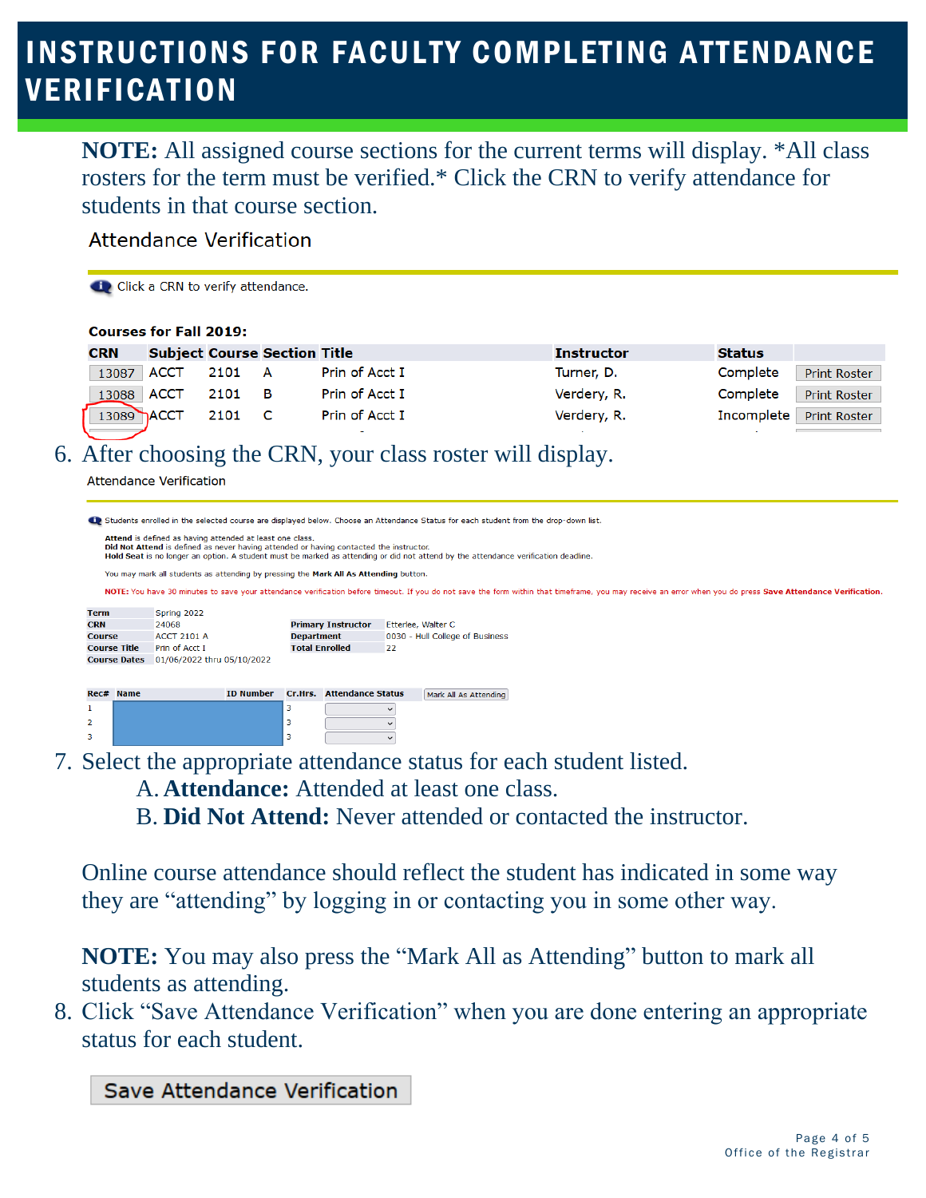# INSTRUCTIONS FOR FACULTY COMPLETING ATTENDANCE VERIFICATION

**NOTE:** All assigned course sections for the current terms will display. *All class rosters for the term must be verified.* Click the CRN to verify attendance for students in that course section.

Attendance Verification

Click a CRN to verify attendance.

**Courses for Fall 2019:**

| CRN | Subject | Course | Section | Title | Instructor | Status | |
|---|---|---|---|---|---|---|---|
| 13087 | ACCT | 2101 | A | Prin of Acct I | Turner, D. | Complete | Print Roster |
| 13088 | ACCT | 2101 | B | Prin of Acct I | Verdery, R. | Complete | Print Roster |
| 13089 | ACCT | 2101 | C | Prin of Acct I | Verdery, R. | Incomplete | Print Roster |

6. After choosing the CRN, your class roster will display.

Attendance Verification

Students enrolled in the selected course are displayed below. Choose an Attendance Status for each student from the drop-down list.

**Attend** is defined as having attended at least one class.
**Did Not Attend** is defined as never having attended or having contacted the instructor.
**Hold Seat** is no longer an option. A student must be marked as attending or did not attend by the attendance verification deadline.

You may mark all students as attending by pressing the **Mark All As Attending** button.

NOTE: You have 30 minutes to save your attendance verification before timeout. If you do not save the form within that timeframe, you may receive an error when you do press **Save Attendance Verification**.

| | | | |
|---|---|---|---|
| **Term** | Spring 2022 | | |
| **CRN** | 24068 | **Primary Instructor** | Etterlee, Walter C |
| **Course** | ACCT 2101 A | **Department** | 0030 - Hull College of Business |
| **Course Title** | Prin of Acct I | **Total Enrolled** | 22 |
| **Course Dates** | 01/06/2022 thru 05/10/2022 | | |

| Rec# | Name | ID Number | Cr.Hrs. | Attendance Status | Mark All As Attending |
|---|---|---|---|---|---|
| 1 | | | 3 | | |
| 2 | | | 3 | | |
| 3 | | | 3 | | |

7. Select the appropriate attendance status for each student listed.
   A. **Attendance:** Attended at least one class.
   B. **Did Not Attend:** Never attended or contacted the instructor.

   Online course attendance should reflect the student has indicated in some way they are "attending" by logging in or contacting you in some other way.

   **NOTE:** You may also press the "Mark All as Attending" button to mark all students as attending.

8. Click "Save Attendance Verification" when you are done entering an appropriate status for each student.

Save Attendance Verification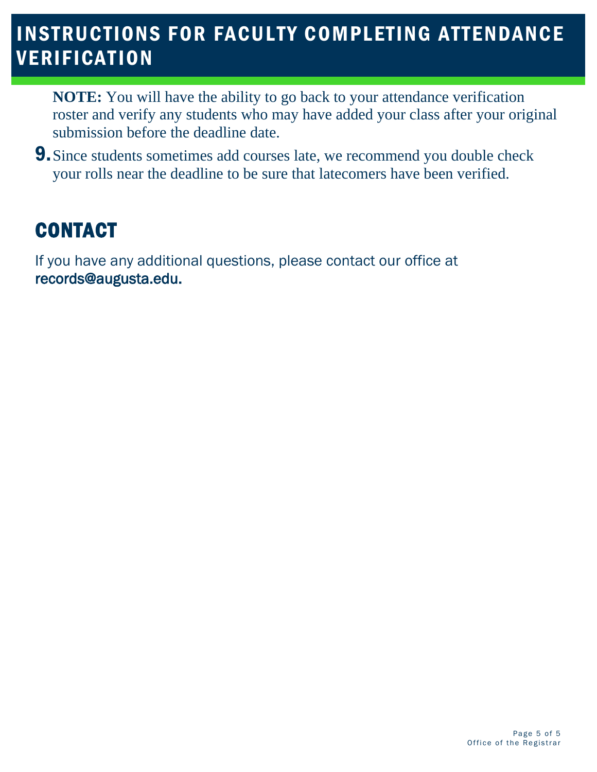# INSTRUCTIONS FOR FACULTY COMPLETING ATTENDANCE VERIFICATION

**NOTE:** You will have the ability to go back to your attendance verification roster and verify any students who may have added your class after your original submission before the deadline date.

9. Since students sometimes add courses late, we recommend you double check your rolls near the deadline to be sure that latecomers have been verified.

## CONTACT

If you have any additional questions, please contact our office at records@augusta.edu.